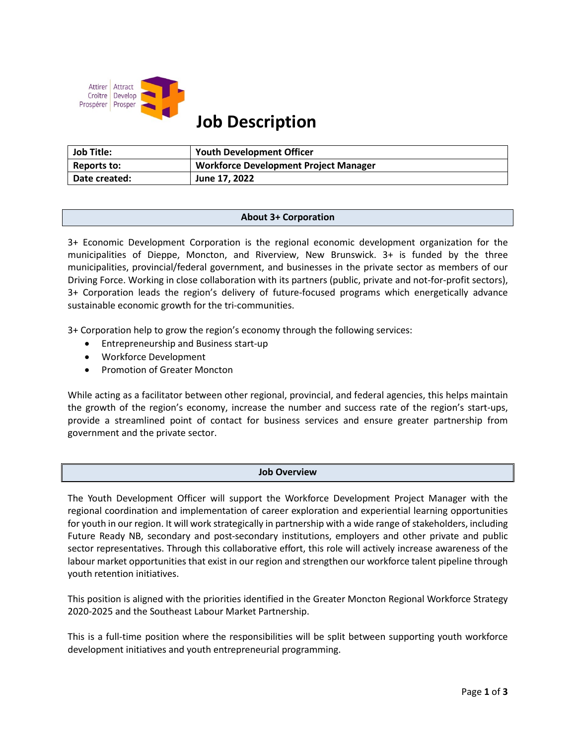Attirer | Attract
Croître | Develop
Prospérer | Prosper

# Job Description

| Job Title: | Youth Development Officer |
| --- | --- |
| Reports to: | Workforce Development Project Manager |
| Date created: | June 17, 2022 |

## About 3+ Corporation

3+ Economic Development Corporation is the regional economic development organization for the municipalities of Dieppe, Moncton, and Riverview, New Brunswick. 3+ is funded by the three municipalities, provincial/federal government, and businesses in the private sector as members of our Driving Force. Working in close collaboration with its partners (public, private and not-for-profit sectors), 3+ Corporation leads the region's delivery of future-focused programs which energetically advance sustainable economic growth for the tri-communities.

3+ Corporation help to grow the region's economy through the following services:

- Entrepreneurship and Business start-up
- Workforce Development
- Promotion of Greater Moncton

While acting as a facilitator between other regional, provincial, and federal agencies, this helps maintain the growth of the region's economy, increase the number and success rate of the region's start-ups, provide a streamlined point of contact for business services and ensure greater partnership from government and the private sector.

## Job Overview

The Youth Development Officer will support the Workforce Development Project Manager with the regional coordination and implementation of career exploration and experiential learning opportunities for youth in our region. It will work strategically in partnership with a wide range of stakeholders, including Future Ready NB, secondary and post-secondary institutions, employers and other private and public sector representatives. Through this collaborative effort, this role will actively increase awareness of the labour market opportunities that exist in our region and strengthen our workforce talent pipeline through youth retention initiatives.

This position is aligned with the priorities identified in the Greater Moncton Regional Workforce Strategy 2020-2025 and the Southeast Labour Market Partnership.

This is a full-time position where the responsibilities will be split between supporting youth workforce development initiatives and youth entrepreneurial programming.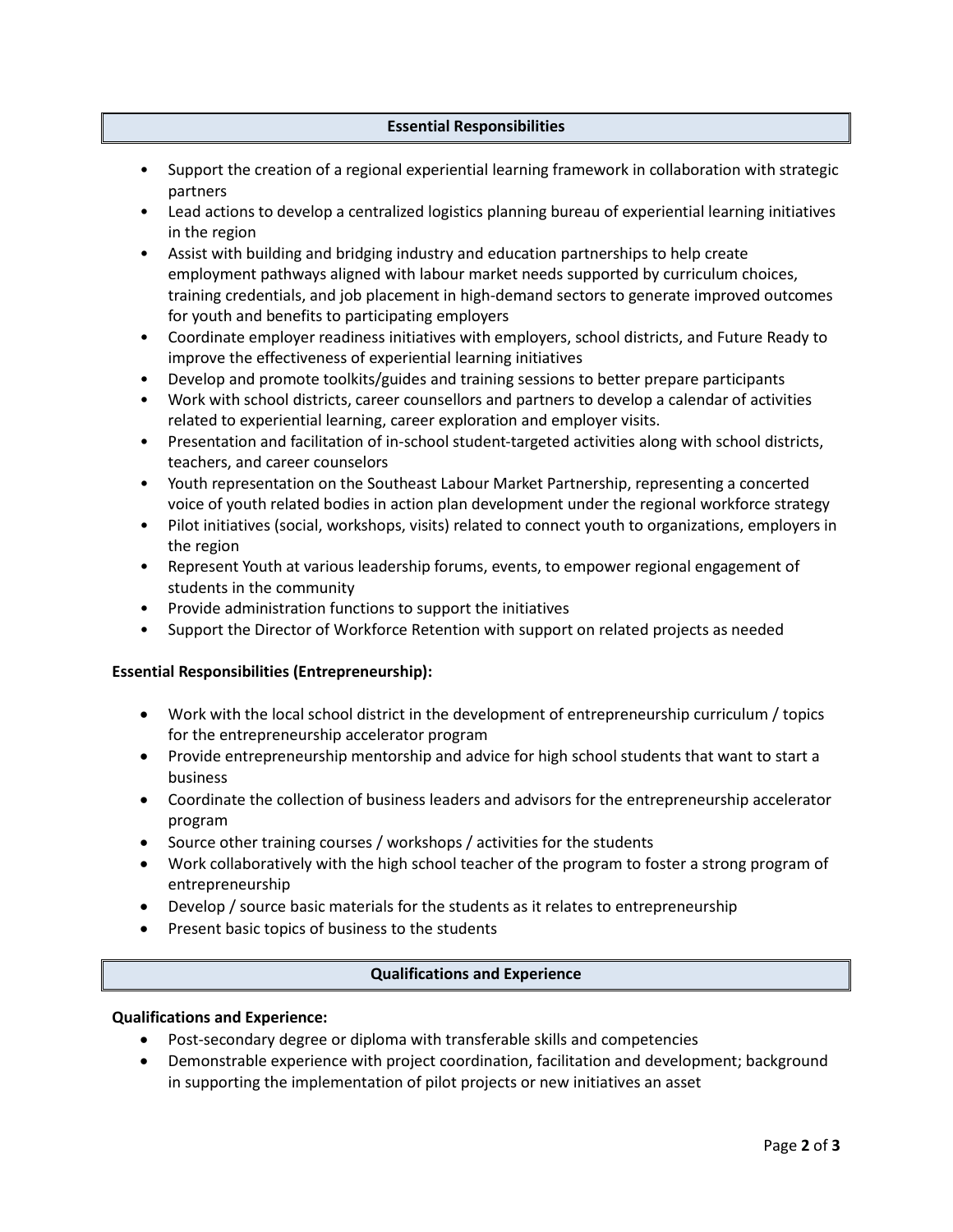## Essential Responsibilities

- Support the creation of a regional experiential learning framework in collaboration with strategic partners
- Lead actions to develop a centralized logistics planning bureau of experiential learning initiatives in the region
- Assist with building and bridging industry and education partnerships to help create employment pathways aligned with labour market needs supported by curriculum choices, training credentials, and job placement in high-demand sectors to generate improved outcomes for youth and benefits to participating employers
- Coordinate employer readiness initiatives with employers, school districts, and Future Ready to improve the effectiveness of experiential learning initiatives
- Develop and promote toolkits/guides and training sessions to better prepare participants
- Work with school districts, career counsellors and partners to develop a calendar of activities related to experiential learning, career exploration and employer visits.
- Presentation and facilitation of in-school student-targeted activities along with school districts, teachers, and career counselors
- Youth representation on the Southeast Labour Market Partnership, representing a concerted voice of youth related bodies in action plan development under the regional workforce strategy
- Pilot initiatives (social, workshops, visits) related to connect youth to organizations, employers in the region
- Represent Youth at various leadership forums, events, to empower regional engagement of students in the community
- Provide administration functions to support the initiatives
- Support the Director of Workforce Retention with support on related projects as needed

**Essential Responsibilities (Entrepreneurship):**

- Work with the local school district in the development of entrepreneurship curriculum / topics for the entrepreneurship accelerator program
- Provide entrepreneurship mentorship and advice for high school students that want to start a business
- Coordinate the collection of business leaders and advisors for the entrepreneurship accelerator program
- Source other training courses / workshops / activities for the students
- Work collaboratively with the high school teacher of the program to foster a strong program of entrepreneurship
- Develop / source basic materials for the students as it relates to entrepreneurship
- Present basic topics of business to the students

## Qualifications and Experience

**Qualifications and Experience:**

- Post-secondary degree or diploma with transferable skills and competencies
- Demonstrable experience with project coordination, facilitation and development; background in supporting the implementation of pilot projects or new initiatives an asset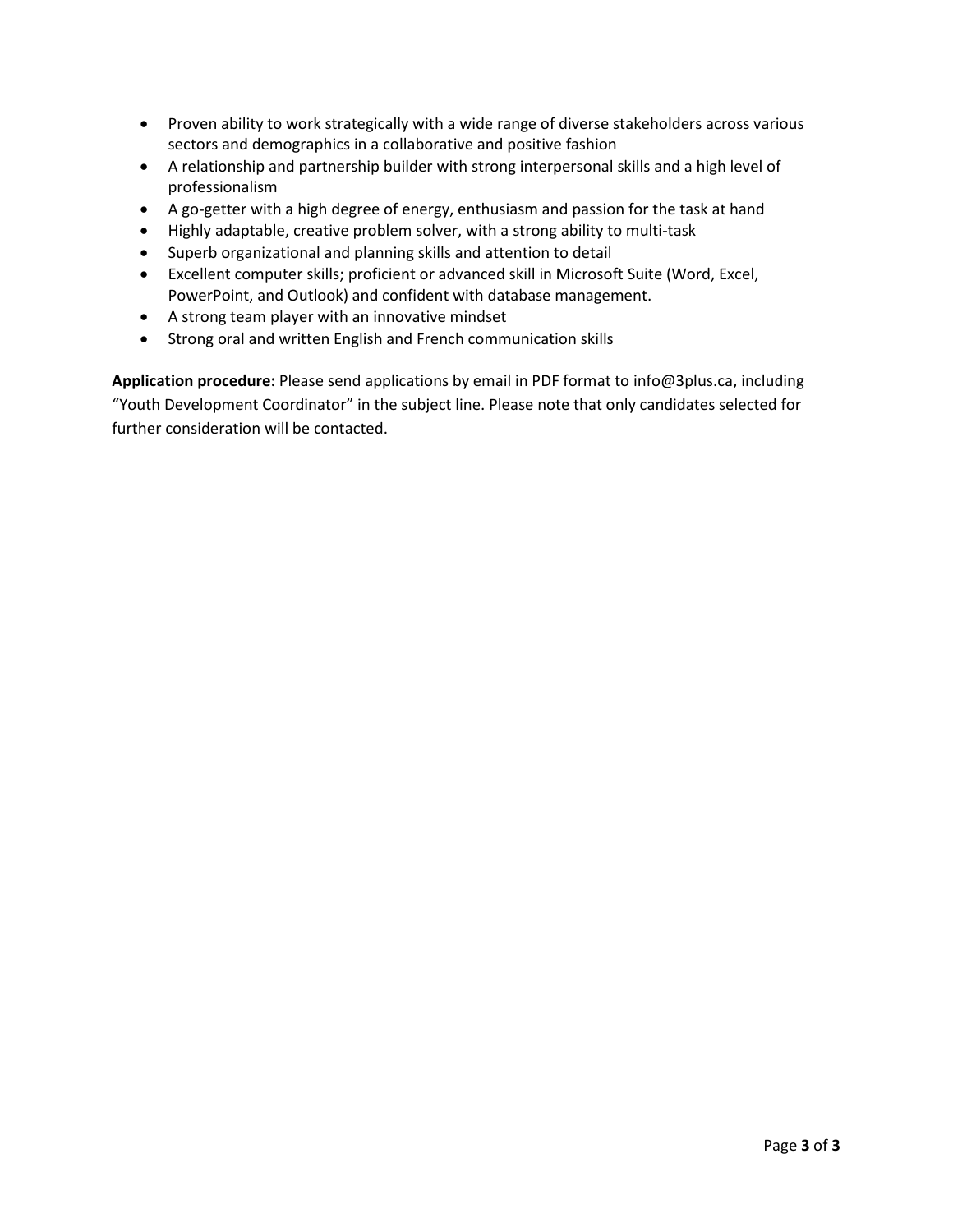- Proven ability to work strategically with a wide range of diverse stakeholders across various sectors and demographics in a collaborative and positive fashion
- A relationship and partnership builder with strong interpersonal skills and a high level of professionalism
- A go-getter with a high degree of energy, enthusiasm and passion for the task at hand
- Highly adaptable, creative problem solver, with a strong ability to multi-task
- Superb organizational and planning skills and attention to detail
- Excellent computer skills; proficient or advanced skill in Microsoft Suite (Word, Excel, PowerPoint, and Outlook) and confident with database management.
- A strong team player with an innovative mindset
- Strong oral and written English and French communication skills

**Application procedure:** Please send applications by email in PDF format to info@3plus.ca, including "Youth Development Coordinator" in the subject line. Please note that only candidates selected for further consideration will be contacted.